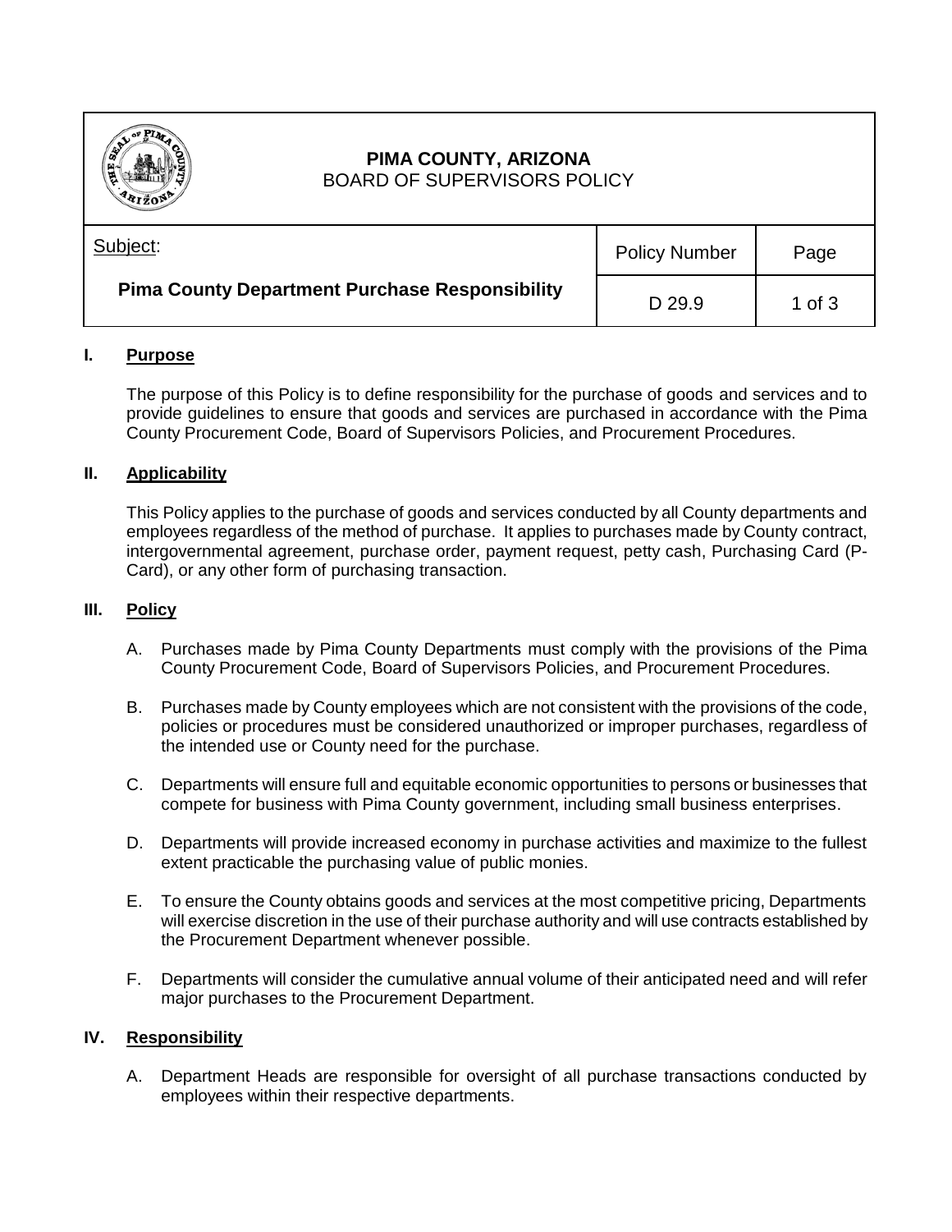# PIMA COUNTY, ARIZONA
BOARD OF SUPERVISORS POLICY

| Subject: | Policy Number | Page |
| --- | --- | --- |
| **Pima County Department Purchase Responsibility** | D 29.9 | 1 of 3 |

## I. Purpose

The purpose of this Policy is to define responsibility for the purchase of goods and services and to provide guidelines to ensure that goods and services are purchased in accordance with the Pima County Procurement Code, Board of Supervisors Policies, and Procurement Procedures.

## II. Applicability

This Policy applies to the purchase of goods and services conducted by all County departments and employees regardless of the method of purchase. It applies to purchases made by County contract, intergovernmental agreement, purchase order, payment request, petty cash, Purchasing Card (P-Card), or any other form of purchasing transaction.

## III. Policy

A. Purchases made by Pima County Departments must comply with the provisions of the Pima County Procurement Code, Board of Supervisors Policies, and Procurement Procedures.

B. Purchases made by County employees which are not consistent with the provisions of the code, policies or procedures must be considered unauthorized or improper purchases, regardless of the intended use or County need for the purchase.

C. Departments will ensure full and equitable economic opportunities to persons or businesses that compete for business with Pima County government, including small business enterprises.

D. Departments will provide increased economy in purchase activities and maximize to the fullest extent practicable the purchasing value of public monies.

E. To ensure the County obtains goods and services at the most competitive pricing, Departments will exercise discretion in the use of their purchase authority and will use contracts established by the Procurement Department whenever possible.

F. Departments will consider the cumulative annual volume of their anticipated need and will refer major purchases to the Procurement Department.

## IV. Responsibility

A. Department Heads are responsible for oversight of all purchase transactions conducted by employees within their respective departments.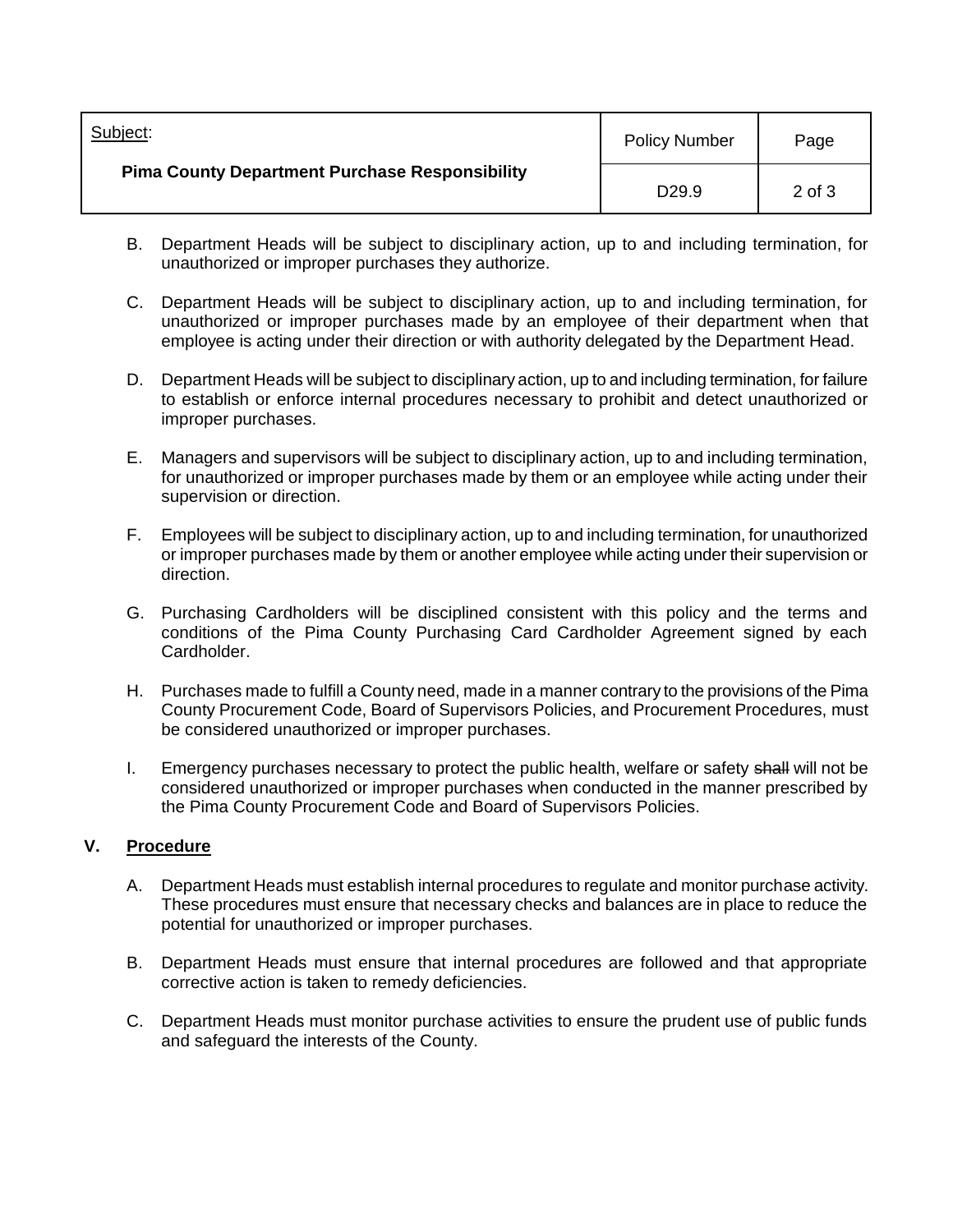B. Department Heads will be subject to disciplinary action, up to and including termination, for unauthorized or improper purchases they authorize.

C. Department Heads will be subject to disciplinary action, up to and including termination, for unauthorized or improper purchases made by an employee of their department when that employee is acting under their direction or with authority delegated by the Department Head.

D. Department Heads will be subject to disciplinary action, up to and including termination, for failure to establish or enforce internal procedures necessary to prohibit and detect unauthorized or improper purchases.

E. Managers and supervisors will be subject to disciplinary action, up to and including termination, for unauthorized or improper purchases made by them or an employee while acting under their supervision or direction.

F. Employees will be subject to disciplinary action, up to and including termination, for unauthorized or improper purchases made by them or another employee while acting under their supervision or direction.

G. Purchasing Cardholders will be disciplined consistent with this policy and the terms and conditions of the Pima County Purchasing Card Cardholder Agreement signed by each Cardholder.

H. Purchases made to fulfill a County need, made in a manner contrary to the provisions of the Pima County Procurement Code, Board of Supervisors Policies, and Procurement Procedures, must be considered unauthorized or improper purchases.

I. Emergency purchases necessary to protect the public health, welfare or safety ~~shall~~ will not be considered unauthorized or improper purchases when conducted in the manner prescribed by the Pima County Procurement Code and Board of Supervisors Policies.

## V. Procedure

A. Department Heads must establish internal procedures to regulate and monitor purchase activity. These procedures must ensure that necessary checks and balances are in place to reduce the potential for unauthorized or improper purchases.

B. Department Heads must ensure that internal procedures are followed and that appropriate corrective action is taken to remedy deficiencies.

C. Department Heads must monitor purchase activities to ensure the prudent use of public funds and safeguard the interests of the County.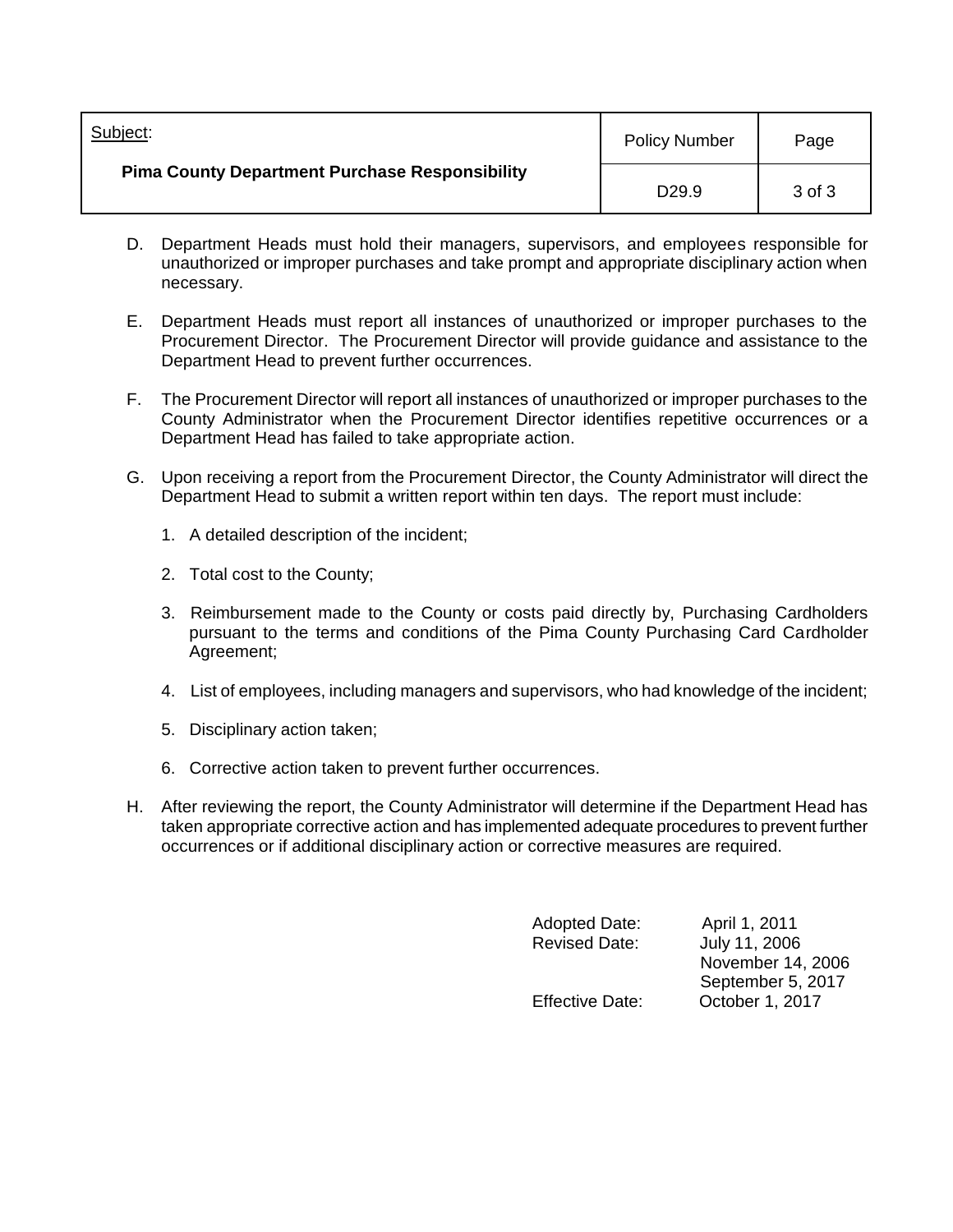D. Department Heads must hold their managers, supervisors, and employees responsible for unauthorized or improper purchases and take prompt and appropriate disciplinary action when necessary.

E. Department Heads must report all instances of unauthorized or improper purchases to the Procurement Director. The Procurement Director will provide guidance and assistance to the Department Head to prevent further occurrences.

F. The Procurement Director will report all instances of unauthorized or improper purchases to the County Administrator when the Procurement Director identifies repetitive occurrences or a Department Head has failed to take appropriate action.

G. Upon receiving a report from the Procurement Director, the County Administrator will direct the Department Head to submit a written report within ten days. The report must include:

   1. A detailed description of the incident;

   2. Total cost to the County;

   3. Reimbursement made to the County or costs paid directly by, Purchasing Cardholders pursuant to the terms and conditions of the Pima County Purchasing Card Cardholder Agreement;

   4. List of employees, including managers and supervisors, who had knowledge of the incident;

   5. Disciplinary action taken;

   6. Corrective action taken to prevent further occurrences.

H. After reviewing the report, the County Administrator will determine if the Department Head has taken appropriate corrective action and has implemented adequate procedures to prevent further occurrences or if additional disciplinary action or corrective measures are required.

Adopted Date: April 1, 2011
Revised Date: July 11, 2006
November 14, 2006
September 5, 2017
Effective Date: October 1, 2017